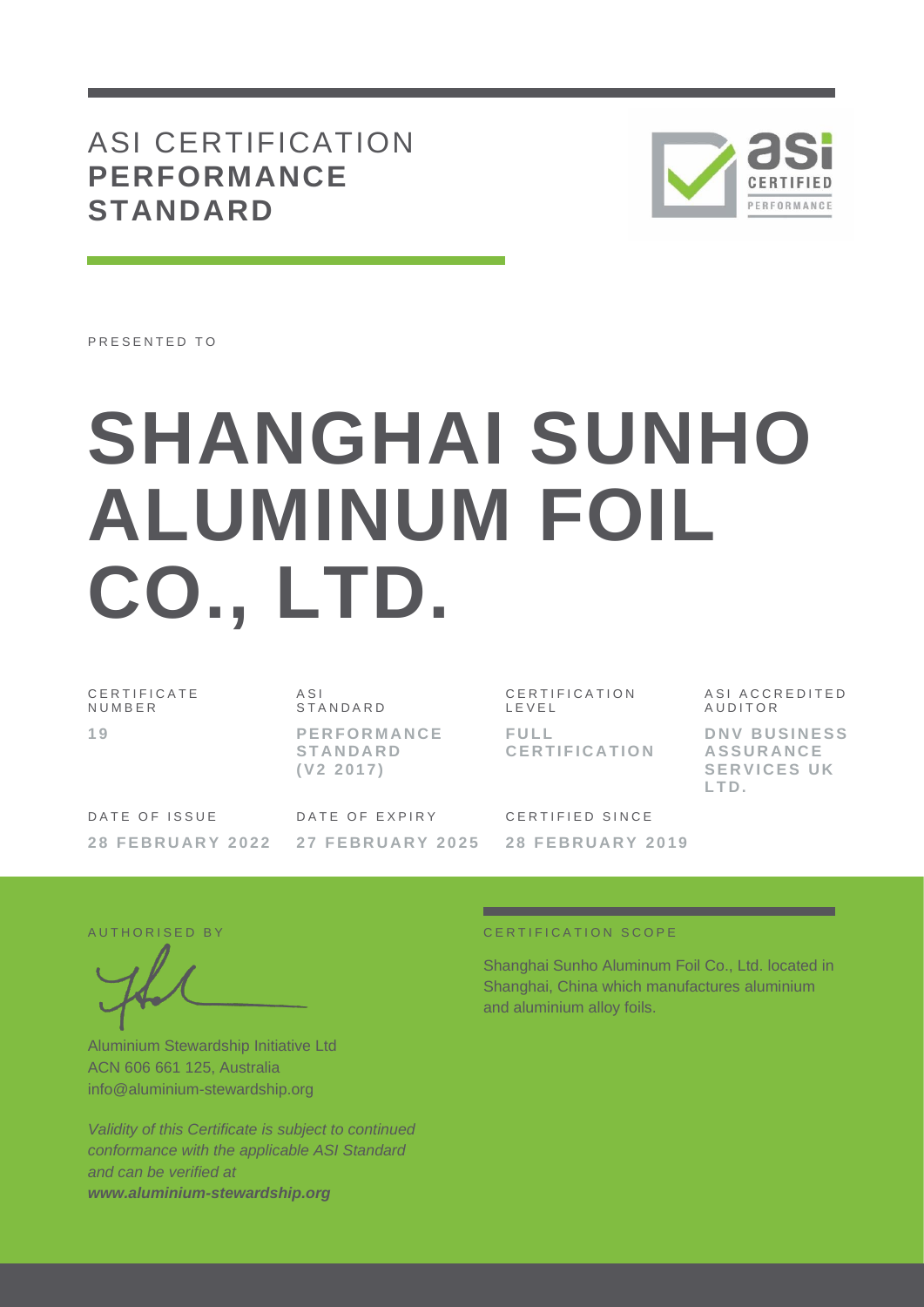# ASI CERTIFICATION **PERFORMANCE STANDARD**

PRESENTED TO

# SHANGHAI SUNHO ALUMINUM FOIL CO., LTD.

| CERTIFICATE NUMBER | ASI STANDARD | CERTIFICATION LEVEL | ASI ACCREDITED AUDITOR |
|---|---|---|---|
| **19** | **PERFORMANCE STANDARD (V2 2017)** | **FULL CERTIFICATION** | **DNV BUSINESS ASSURANCE SERVICES UK LTD.** |

| DATE OF ISSUE | DATE OF EXPIRY | CERTIFIED SINCE |
|---|---|---|
| **28 FEBRUARY 2022** | **27 FEBRUARY 2025** | **28 FEBRUARY 2019** |

AUTHORISED BY

Aluminium Stewardship Initiative Ltd
ACN 606 661 125, Australia
info@aluminium-stewardship.org

*Validity of this Certificate is subject to continued conformance with the applicable ASI Standard and can be verified at* ***www.aluminium-stewardship.org***

CERTIFICATION SCOPE

Shanghai Sunho Aluminum Foil Co., Ltd. located in Shanghai, China which manufactures aluminium and aluminium alloy foils.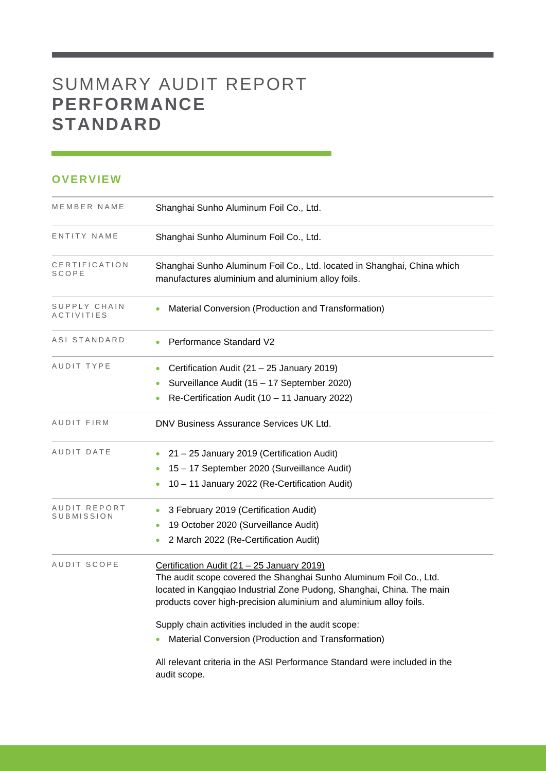# SUMMARY AUDIT REPORT **PERFORMANCE STANDARD**

## OVERVIEW

| | |
|---|---|
| MEMBER NAME | Shanghai Sunho Aluminum Foil Co., Ltd. |
| ENTITY NAME | Shanghai Sunho Aluminum Foil Co., Ltd. |
| CERTIFICATION SCOPE | Shanghai Sunho Aluminum Foil Co., Ltd. located in Shanghai, China which manufactures aluminium and aluminium alloy foils. |
| SUPPLY CHAIN ACTIVITIES | • Material Conversion (Production and Transformation) |
| ASI STANDARD | • Performance Standard V2 |
| AUDIT TYPE | • Certification Audit (21 – 25 January 2019)<br>• Surveillance Audit (15 – 17 September 2020)<br>• Re-Certification Audit (10 – 11 January 2022) |
| AUDIT FIRM | DNV Business Assurance Services UK Ltd. |
| AUDIT DATE | • 21 – 25 January 2019 (Certification Audit)<br>• 15 – 17 September 2020 (Surveillance Audit)<br>• 10 – 11 January 2022 (Re-Certification Audit) |
| AUDIT REPORT SUBMISSION | • 3 February 2019 (Certification Audit)<br>• 19 October 2020 (Surveillance Audit)<br>• 2 March 2022 (Re-Certification Audit) |
| AUDIT SCOPE | Certification Audit (21 – 25 January 2019)<br>The audit scope covered the Shanghai Sunho Aluminum Foil Co., Ltd. located in Kangqiao Industrial Zone Pudong, Shanghai, China. The main products cover high-precision aluminium and aluminium alloy foils.<br><br>Supply chain activities included in the audit scope:<br>• Material Conversion (Production and Transformation)<br><br>All relevant criteria in the ASI Performance Standard were included in the audit scope. |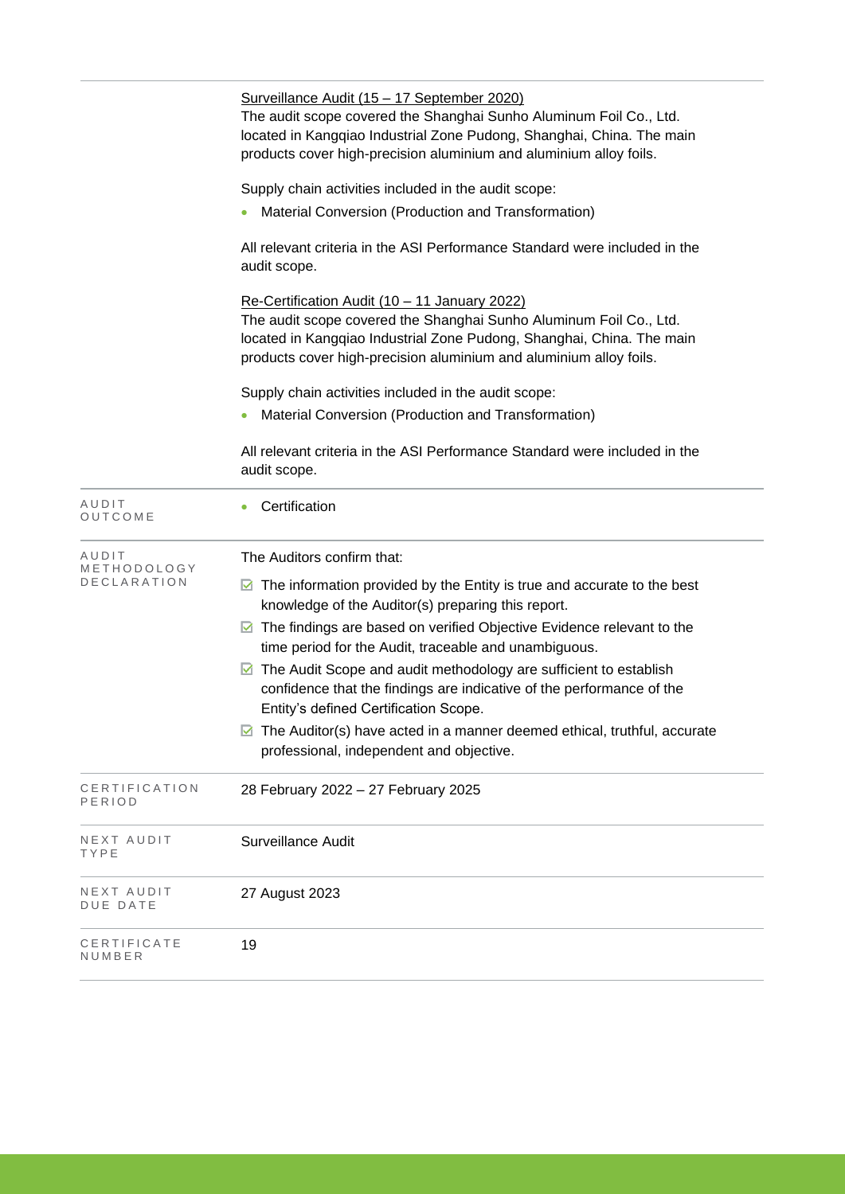| | |
|---|---|
| | <u>Surveillance Audit (15 – 17 September 2020)</u><br>The audit scope covered the Shanghai Sunho Aluminum Foil Co., Ltd. located in Kangqiao Industrial Zone Pudong, Shanghai, China. The main products cover high-precision aluminium and aluminium alloy foils.<br><br>Supply chain activities included in the audit scope:<br>• Material Conversion (Production and Transformation)<br><br>All relevant criteria in the ASI Performance Standard were included in the audit scope.<br><br><u>Re-Certification Audit (10 – 11 January 2022)</u><br>The audit scope covered the Shanghai Sunho Aluminum Foil Co., Ltd. located in Kangqiao Industrial Zone Pudong, Shanghai, China. The main products cover high-precision aluminium and aluminium alloy foils.<br><br>Supply chain activities included in the audit scope:<br>• Material Conversion (Production and Transformation)<br><br>All relevant criteria in the ASI Performance Standard were included in the audit scope. |
| AUDIT OUTCOME | • Certification |
| AUDIT METHODOLOGY DECLARATION | The Auditors confirm that:<br>☑ The information provided by the Entity is true and accurate to the best knowledge of the Auditor(s) preparing this report.<br>☑ The findings are based on verified Objective Evidence relevant to the time period for the Audit, traceable and unambiguous.<br>☑ The Audit Scope and audit methodology are sufficient to establish confidence that the findings are indicative of the performance of the Entity's defined Certification Scope.<br>☑ The Auditor(s) have acted in a manner deemed ethical, truthful, accurate professional, independent and objective. |
| CERTIFICATION PERIOD | 28 February 2022 – 27 February 2025 |
| NEXT AUDIT TYPE | Surveillance Audit |
| NEXT AUDIT DUE DATE | 27 August 2023 |
| CERTIFICATE NUMBER | 19 |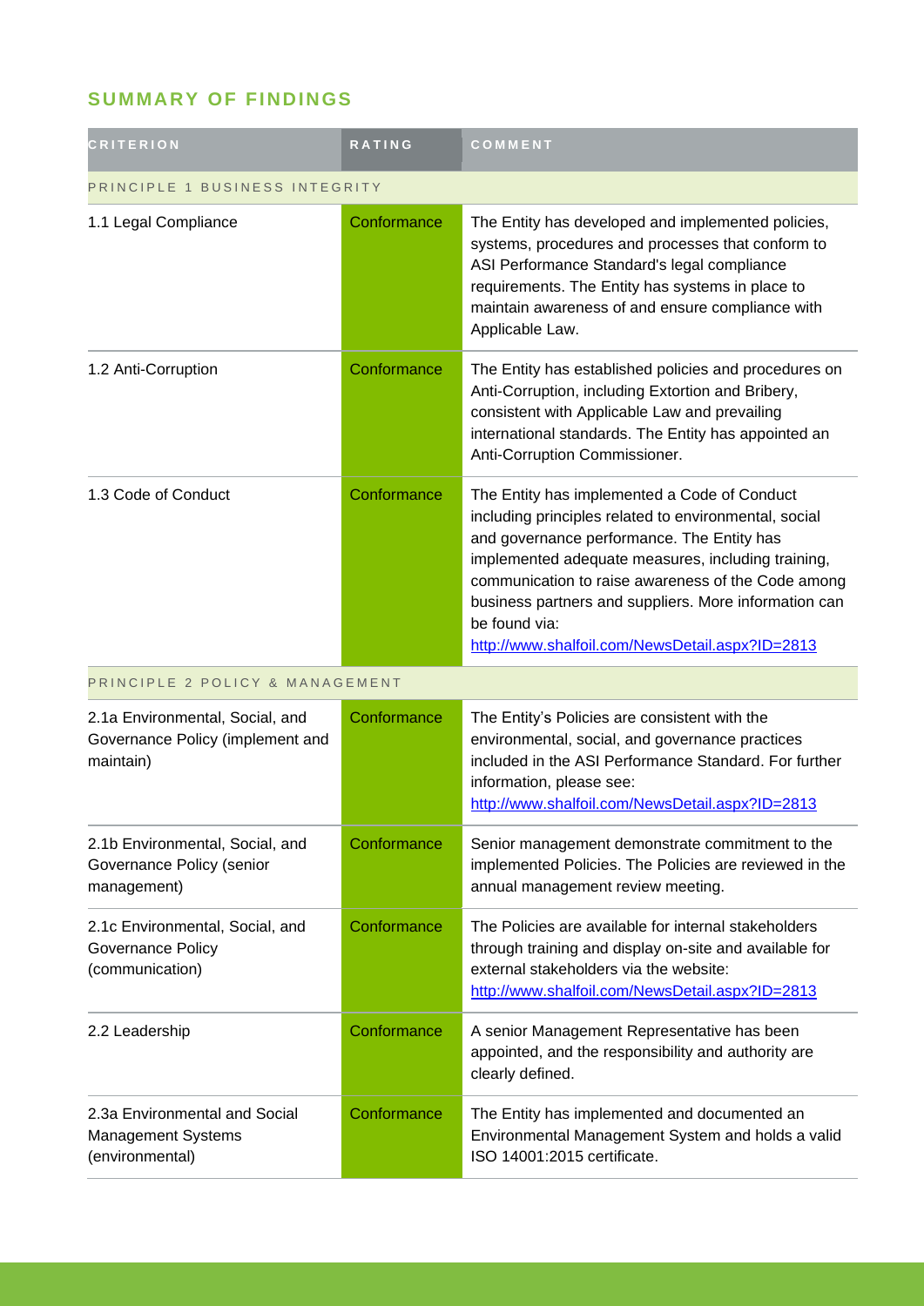## SUMMARY OF FINDINGS

| CRITERION | RATING | COMMENT |
|---|---|---|
| PRINCIPLE 1 BUSINESS INTEGRITY | | |
| 1.1 Legal Compliance | Conformance | The Entity has developed and implemented policies, systems, procedures and processes that conform to ASI Performance Standard's legal compliance requirements. The Entity has systems in place to maintain awareness of and ensure compliance with Applicable Law. |
| 1.2 Anti-Corruption | Conformance | The Entity has established policies and procedures on Anti-Corruption, including Extortion and Bribery, consistent with Applicable Law and prevailing international standards. The Entity has appointed an Anti-Corruption Commissioner. |
| 1.3 Code of Conduct | Conformance | The Entity has implemented a Code of Conduct including principles related to environmental, social and governance performance. The Entity has implemented adequate measures, including training, communication to raise awareness of the Code among business partners and suppliers. More information can be found via: http://www.shalfoil.com/NewsDetail.aspx?ID=2813 |
| PRINCIPLE 2 POLICY & MANAGEMENT | | |
| 2.1a Environmental, Social, and Governance Policy (implement and maintain) | Conformance | The Entity's Policies are consistent with the environmental, social, and governance practices included in the ASI Performance Standard. For further information, please see: http://www.shalfoil.com/NewsDetail.aspx?ID=2813 |
| 2.1b Environmental, Social, and Governance Policy (senior management) | Conformance | Senior management demonstrate commitment to the implemented Policies. The Policies are reviewed in the annual management review meeting. |
| 2.1c Environmental, Social, and Governance Policy (communication) | Conformance | The Policies are available for internal stakeholders through training and display on-site and available for external stakeholders via the website: http://www.shalfoil.com/NewsDetail.aspx?ID=2813 |
| 2.2 Leadership | Conformance | A senior Management Representative has been appointed, and the responsibility and authority are clearly defined. |
| 2.3a Environmental and Social Management Systems (environmental) | Conformance | The Entity has implemented and documented an Environmental Management System and holds a valid ISO 14001:2015 certificate. |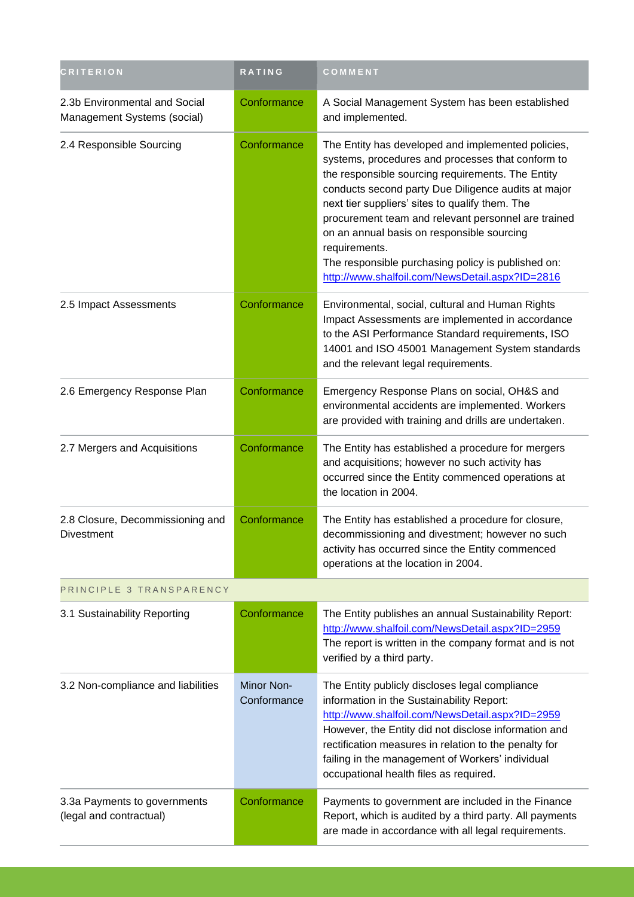| CRITERION | RATING | COMMENT |
| --- | --- | --- |
| 2.3b Environmental and Social Management Systems (social) | Conformance | A Social Management System has been established and implemented. |
| 2.4 Responsible Sourcing | Conformance | The Entity has developed and implemented policies, systems, procedures and processes that conform to the responsible sourcing requirements. The Entity conducts second party Due Diligence audits at major next tier suppliers' sites to qualify them. The procurement team and relevant personnel are trained on an annual basis on responsible sourcing requirements. The responsible purchasing policy is published on: http://www.shalfoil.com/NewsDetail.aspx?ID=2816 |
| 2.5 Impact Assessments | Conformance | Environmental, social, cultural and Human Rights Impact Assessments are implemented in accordance to the ASI Performance Standard requirements, ISO 14001 and ISO 45001 Management System standards and the relevant legal requirements. |
| 2.6 Emergency Response Plan | Conformance | Emergency Response Plans on social, OH&S and environmental accidents are implemented. Workers are provided with training and drills are undertaken. |
| 2.7 Mergers and Acquisitions | Conformance | The Entity has established a procedure for mergers and acquisitions; however no such activity has occurred since the Entity commenced operations at the location in 2004. |
| 2.8 Closure, Decommissioning and Divestment | Conformance | The Entity has established a procedure for closure, decommissioning and divestment; however no such activity has occurred since the Entity commenced operations at the location in 2004. |
| PRINCIPLE 3 TRANSPARENCY | | |
| 3.1 Sustainability Reporting | Conformance | The Entity publishes an annual Sustainability Report: http://www.shalfoil.com/NewsDetail.aspx?ID=2959 The report is written in the company format and is not verified by a third party. |
| 3.2 Non-compliance and liabilities | Minor Non-Conformance | The Entity publicly discloses legal compliance information in the Sustainability Report: http://www.shalfoil.com/NewsDetail.aspx?ID=2959 However, the Entity did not disclose information and rectification measures in relation to the penalty for failing in the management of Workers' individual occupational health files as required. |
| 3.3a Payments to governments (legal and contractual) | Conformance | Payments to government are included in the Finance Report, which is audited by a third party. All payments are made in accordance with all legal requirements. |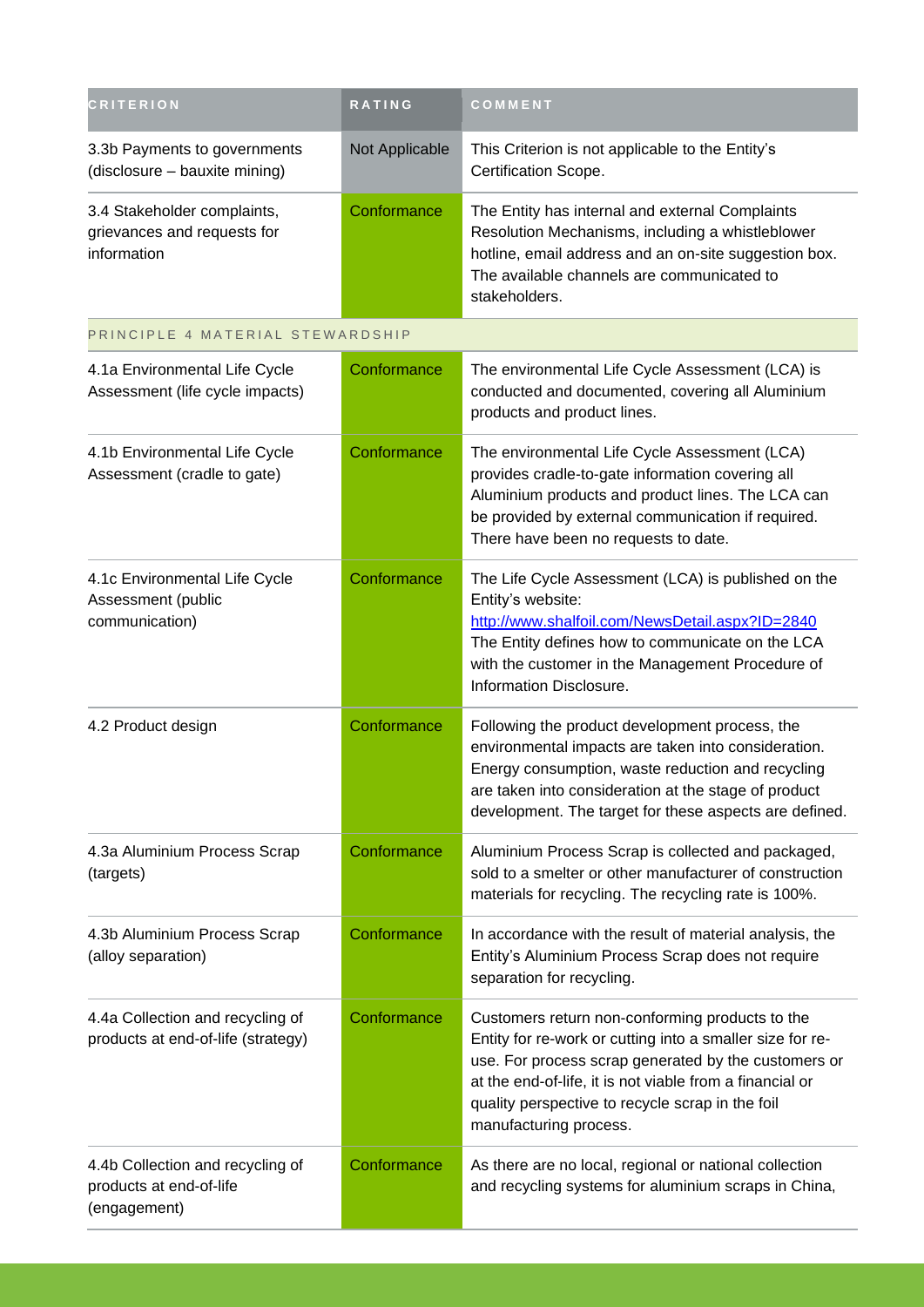| CRITERION | RATING | COMMENT |
| --- | --- | --- |
| 3.3b Payments to governments (disclosure – bauxite mining) | Not Applicable | This Criterion is not applicable to the Entity's Certification Scope. |
| 3.4 Stakeholder complaints, grievances and requests for information | Conformance | The Entity has internal and external Complaints Resolution Mechanisms, including a whistleblower hotline, email address and an on-site suggestion box. The available channels are communicated to stakeholders. |
| PRINCIPLE 4 MATERIAL STEWARDSHIP | | |
| 4.1a Environmental Life Cycle Assessment (life cycle impacts) | Conformance | The environmental Life Cycle Assessment (LCA) is conducted and documented, covering all Aluminium products and product lines. |
| 4.1b Environmental Life Cycle Assessment (cradle to gate) | Conformance | The environmental Life Cycle Assessment (LCA) provides cradle-to-gate information covering all Aluminium products and product lines. The LCA can be provided by external communication if required. There have been no requests to date. |
| 4.1c Environmental Life Cycle Assessment (public communication) | Conformance | The Life Cycle Assessment (LCA) is published on the Entity's website: http://www.shalfoil.com/NewsDetail.aspx?ID=2840 The Entity defines how to communicate on the LCA with the customer in the Management Procedure of Information Disclosure. |
| 4.2 Product design | Conformance | Following the product development process, the environmental impacts are taken into consideration. Energy consumption, waste reduction and recycling are taken into consideration at the stage of product development. The target for these aspects are defined. |
| 4.3a Aluminium Process Scrap (targets) | Conformance | Aluminium Process Scrap is collected and packaged, sold to a smelter or other manufacturer of construction materials for recycling. The recycling rate is 100%. |
| 4.3b Aluminium Process Scrap (alloy separation) | Conformance | In accordance with the result of material analysis, the Entity's Aluminium Process Scrap does not require separation for recycling. |
| 4.4a Collection and recycling of products at end-of-life (strategy) | Conformance | Customers return non-conforming products to the Entity for re-work or cutting into a smaller size for re-use. For process scrap generated by the customers or at the end-of-life, it is not viable from a financial or quality perspective to recycle scrap in the foil manufacturing process. |
| 4.4b Collection and recycling of products at end-of-life (engagement) | Conformance | As there are no local, regional or national collection and recycling systems for aluminium scraps in China, |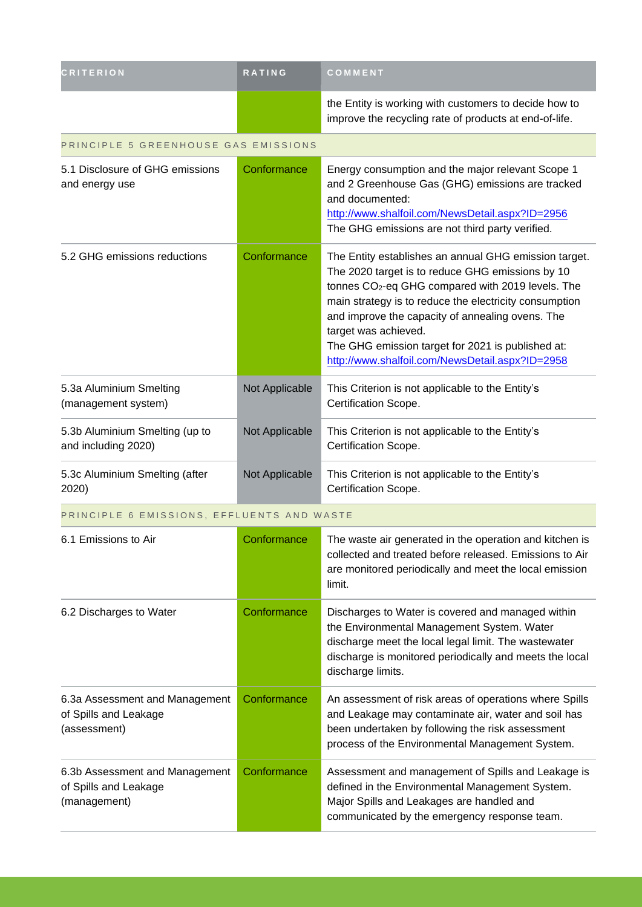| CRITERION | RATING | COMMENT |
| --- | --- | --- |
| | | the Entity is working with customers to decide how to improve the recycling rate of products at end-of-life. |
| PRINCIPLE 5 GREENHOUSE GAS EMISSIONS | | |
| 5.1 Disclosure of GHG emissions and energy use | Conformance | Energy consumption and the major relevant Scope 1 and 2 Greenhouse Gas (GHG) emissions are tracked and documented: http://www.shalfoil.com/NewsDetail.aspx?ID=2956 The GHG emissions are not third party verified. |
| 5.2 GHG emissions reductions | Conformance | The Entity establishes an annual GHG emission target. The 2020 target is to reduce GHG emissions by 10 tonnes $CO_2$-eq GHG compared with 2019 levels. The main strategy is to reduce the electricity consumption and improve the capacity of annealing ovens. The target was achieved. The GHG emission target for 2021 is published at: http://www.shalfoil.com/NewsDetail.aspx?ID=2958 |
| 5.3a Aluminium Smelting (management system) | Not Applicable | This Criterion is not applicable to the Entity's Certification Scope. |
| 5.3b Aluminium Smelting (up to and including 2020) | Not Applicable | This Criterion is not applicable to the Entity's Certification Scope. |
| 5.3c Aluminium Smelting (after 2020) | Not Applicable | This Criterion is not applicable to the Entity's Certification Scope. |
| PRINCIPLE 6 EMISSIONS, EFFLUENTS AND WASTE | | |
| 6.1 Emissions to Air | Conformance | The waste air generated in the operation and kitchen is collected and treated before released. Emissions to Air are monitored periodically and meet the local emission limit. |
| 6.2 Discharges to Water | Conformance | Discharges to Water is covered and managed within the Environmental Management System. Water discharge meet the local legal limit. The wastewater discharge is monitored periodically and meets the local discharge limits. |
| 6.3a Assessment and Management of Spills and Leakage (assessment) | Conformance | An assessment of risk areas of operations where Spills and Leakage may contaminate air, water and soil has been undertaken by following the risk assessment process of the Environmental Management System. |
| 6.3b Assessment and Management of Spills and Leakage (management) | Conformance | Assessment and management of Spills and Leakage is defined in the Environmental Management System. Major Spills and Leakages are handled and communicated by the emergency response team. |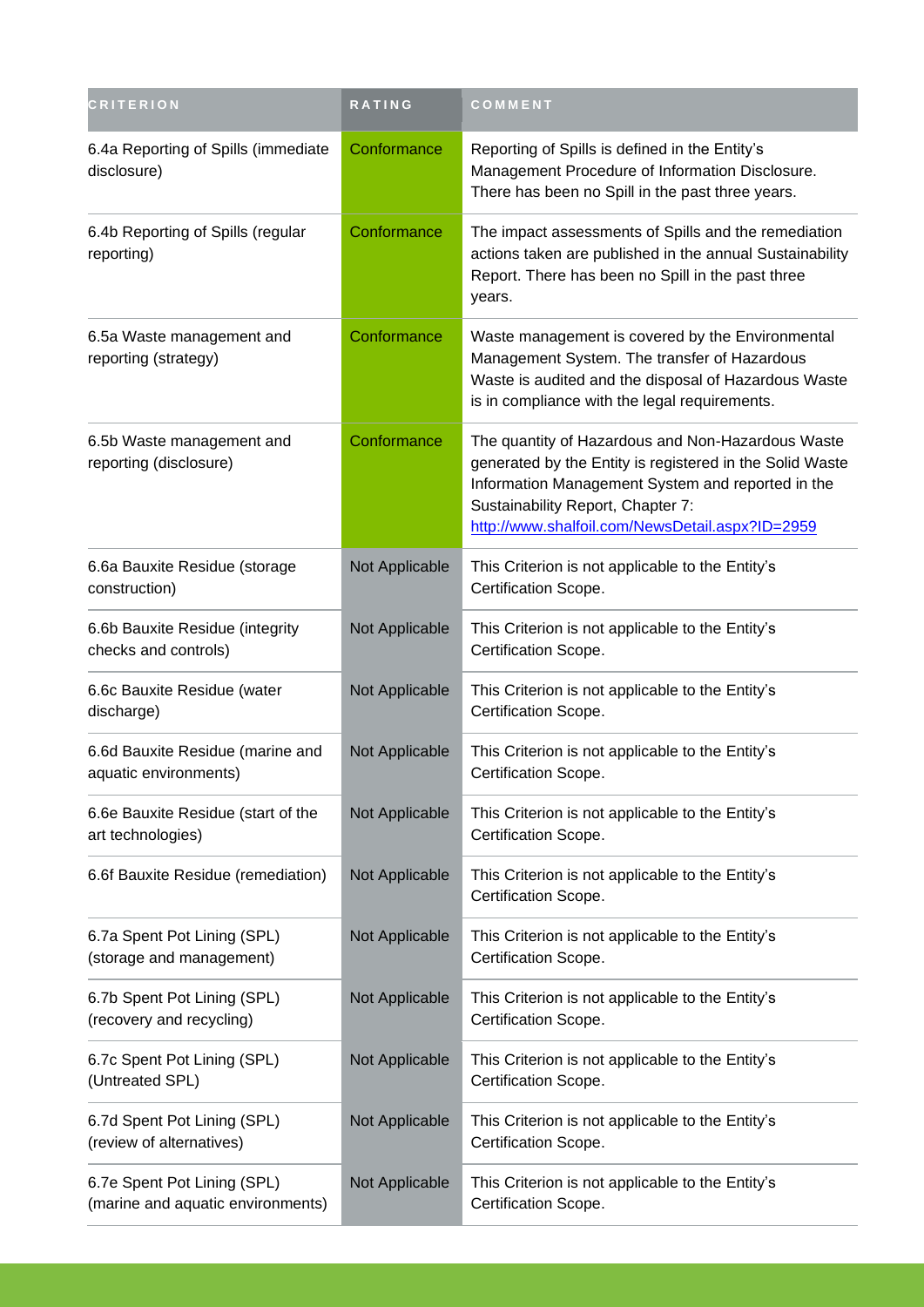| CRITERION | RATING | COMMENT |
| --- | --- | --- |
| 6.4a Reporting of Spills (immediate disclosure) | Conformance | Reporting of Spills is defined in the Entity's Management Procedure of Information Disclosure. There has been no Spill in the past three years. |
| 6.4b Reporting of Spills (regular reporting) | Conformance | The impact assessments of Spills and the remediation actions taken are published in the annual Sustainability Report. There has been no Spill in the past three years. |
| 6.5a Waste management and reporting (strategy) | Conformance | Waste management is covered by the Environmental Management System. The transfer of Hazardous Waste is audited and the disposal of Hazardous Waste is in compliance with the legal requirements. |
| 6.5b Waste management and reporting (disclosure) | Conformance | The quantity of Hazardous and Non-Hazardous Waste generated by the Entity is registered in the Solid Waste Information Management System and reported in the Sustainability Report, Chapter 7: http://www.shalfoil.com/NewsDetail.aspx?ID=2959 |
| 6.6a Bauxite Residue (storage construction) | Not Applicable | This Criterion is not applicable to the Entity's Certification Scope. |
| 6.6b Bauxite Residue (integrity checks and controls) | Not Applicable | This Criterion is not applicable to the Entity's Certification Scope. |
| 6.6c Bauxite Residue (water discharge) | Not Applicable | This Criterion is not applicable to the Entity's Certification Scope. |
| 6.6d Bauxite Residue (marine and aquatic environments) | Not Applicable | This Criterion is not applicable to the Entity's Certification Scope. |
| 6.6e Bauxite Residue (start of the art technologies) | Not Applicable | This Criterion is not applicable to the Entity's Certification Scope. |
| 6.6f Bauxite Residue (remediation) | Not Applicable | This Criterion is not applicable to the Entity's Certification Scope. |
| 6.7a Spent Pot Lining (SPL) (storage and management) | Not Applicable | This Criterion is not applicable to the Entity's Certification Scope. |
| 6.7b Spent Pot Lining (SPL) (recovery and recycling) | Not Applicable | This Criterion is not applicable to the Entity's Certification Scope. |
| 6.7c Spent Pot Lining (SPL) (Untreated SPL) | Not Applicable | This Criterion is not applicable to the Entity's Certification Scope. |
| 6.7d Spent Pot Lining (SPL) (review of alternatives) | Not Applicable | This Criterion is not applicable to the Entity's Certification Scope. |
| 6.7e Spent Pot Lining (SPL) (marine and aquatic environments) | Not Applicable | This Criterion is not applicable to the Entity's Certification Scope. |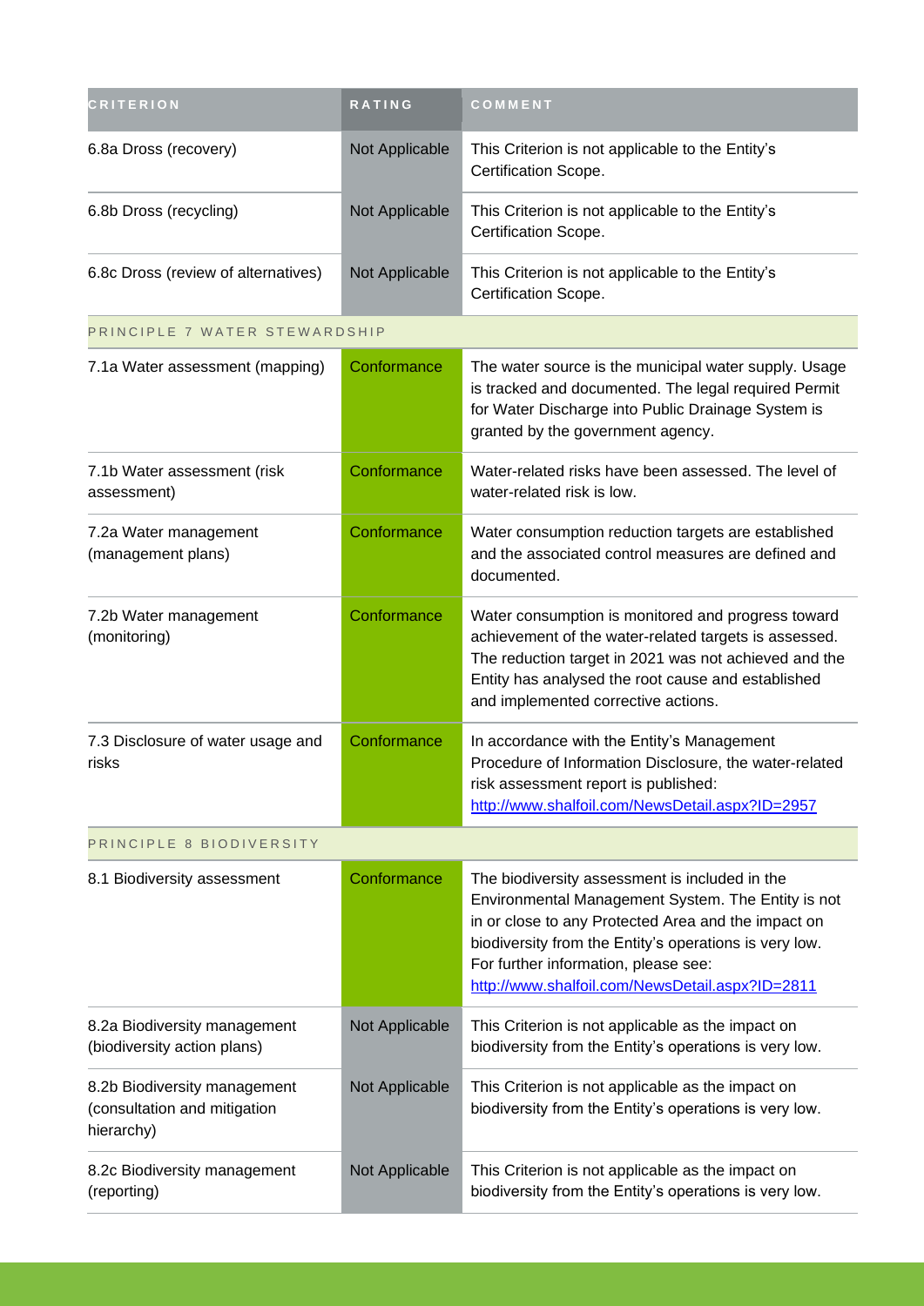| CRITERION | RATING | COMMENT |
| --- | --- | --- |
| 6.8a Dross (recovery) | Not Applicable | This Criterion is not applicable to the Entity's Certification Scope. |
| 6.8b Dross (recycling) | Not Applicable | This Criterion is not applicable to the Entity's Certification Scope. |
| 6.8c Dross (review of alternatives) | Not Applicable | This Criterion is not applicable to the Entity's Certification Scope. |
| PRINCIPLE 7 WATER STEWARDSHIP | | |
| 7.1a Water assessment (mapping) | Conformance | The water source is the municipal water supply. Usage is tracked and documented. The legal required Permit for Water Discharge into Public Drainage System is granted by the government agency. |
| 7.1b Water assessment (risk assessment) | Conformance | Water-related risks have been assessed. The level of water-related risk is low. |
| 7.2a Water management (management plans) | Conformance | Water consumption reduction targets are established and the associated control measures are defined and documented. |
| 7.2b Water management (monitoring) | Conformance | Water consumption is monitored and progress toward achievement of the water-related targets is assessed. The reduction target in 2021 was not achieved and the Entity has analysed the root cause and established and implemented corrective actions. |
| 7.3 Disclosure of water usage and risks | Conformance | In accordance with the Entity's Management Procedure of Information Disclosure, the water-related risk assessment report is published: http://www.shalfoil.com/NewsDetail.aspx?ID=2957 |
| PRINCIPLE 8 BIODIVERSITY | | |
| 8.1 Biodiversity assessment | Conformance | The biodiversity assessment is included in the Environmental Management System. The Entity is not in or close to any Protected Area and the impact on biodiversity from the Entity's operations is very low. For further information, please see: http://www.shalfoil.com/NewsDetail.aspx?ID=2811 |
| 8.2a Biodiversity management (biodiversity action plans) | Not Applicable | This Criterion is not applicable as the impact on biodiversity from the Entity's operations is very low. |
| 8.2b Biodiversity management (consultation and mitigation hierarchy) | Not Applicable | This Criterion is not applicable as the impact on biodiversity from the Entity's operations is very low. |
| 8.2c Biodiversity management (reporting) | Not Applicable | This Criterion is not applicable as the impact on biodiversity from the Entity's operations is very low. |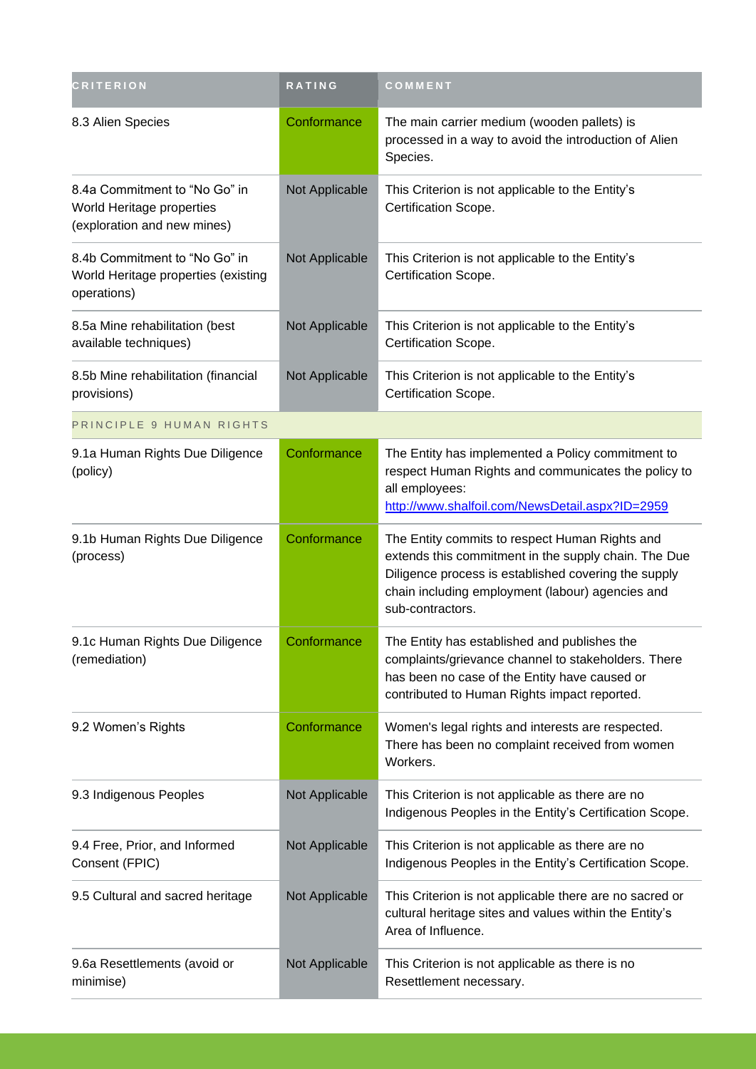| CRITERION | RATING | COMMENT |
| --- | --- | --- |
| 8.3 Alien Species | Conformance | The main carrier medium (wooden pallets) is processed in a way to avoid the introduction of Alien Species. |
| 8.4a Commitment to “No Go” in World Heritage properties (exploration and new mines) | Not Applicable | This Criterion is not applicable to the Entity’s Certification Scope. |
| 8.4b Commitment to “No Go” in World Heritage properties (existing operations) | Not Applicable | This Criterion is not applicable to the Entity’s Certification Scope. |
| 8.5a Mine rehabilitation (best available techniques) | Not Applicable | This Criterion is not applicable to the Entity’s Certification Scope. |
| 8.5b Mine rehabilitation (financial provisions) | Not Applicable | This Criterion is not applicable to the Entity’s Certification Scope. |
| PRINCIPLE 9 HUMAN RIGHTS | | |
| 9.1a Human Rights Due Diligence (policy) | Conformance | The Entity has implemented a Policy commitment to respect Human Rights and communicates the policy to all employees: http://www.shalfoil.com/NewsDetail.aspx?ID=2959 |
| 9.1b Human Rights Due Diligence (process) | Conformance | The Entity commits to respect Human Rights and extends this commitment in the supply chain. The Due Diligence process is established covering the supply chain including employment (labour) agencies and sub-contractors. |
| 9.1c Human Rights Due Diligence (remediation) | Conformance | The Entity has established and publishes the complaints/grievance channel to stakeholders. There has been no case of the Entity have caused or contributed to Human Rights impact reported. |
| 9.2 Women’s Rights | Conformance | Women's legal rights and interests are respected. There has been no complaint received from women Workers. |
| 9.3 Indigenous Peoples | Not Applicable | This Criterion is not applicable as there are no Indigenous Peoples in the Entity’s Certification Scope. |
| 9.4 Free, Prior, and Informed Consent (FPIC) | Not Applicable | This Criterion is not applicable as there are no Indigenous Peoples in the Entity’s Certification Scope. |
| 9.5 Cultural and sacred heritage | Not Applicable | This Criterion is not applicable there are no sacred or cultural heritage sites and values within the Entity’s Area of Influence. |
| 9.6a Resettlements (avoid or minimise) | Not Applicable | This Criterion is not applicable as there is no Resettlement necessary. |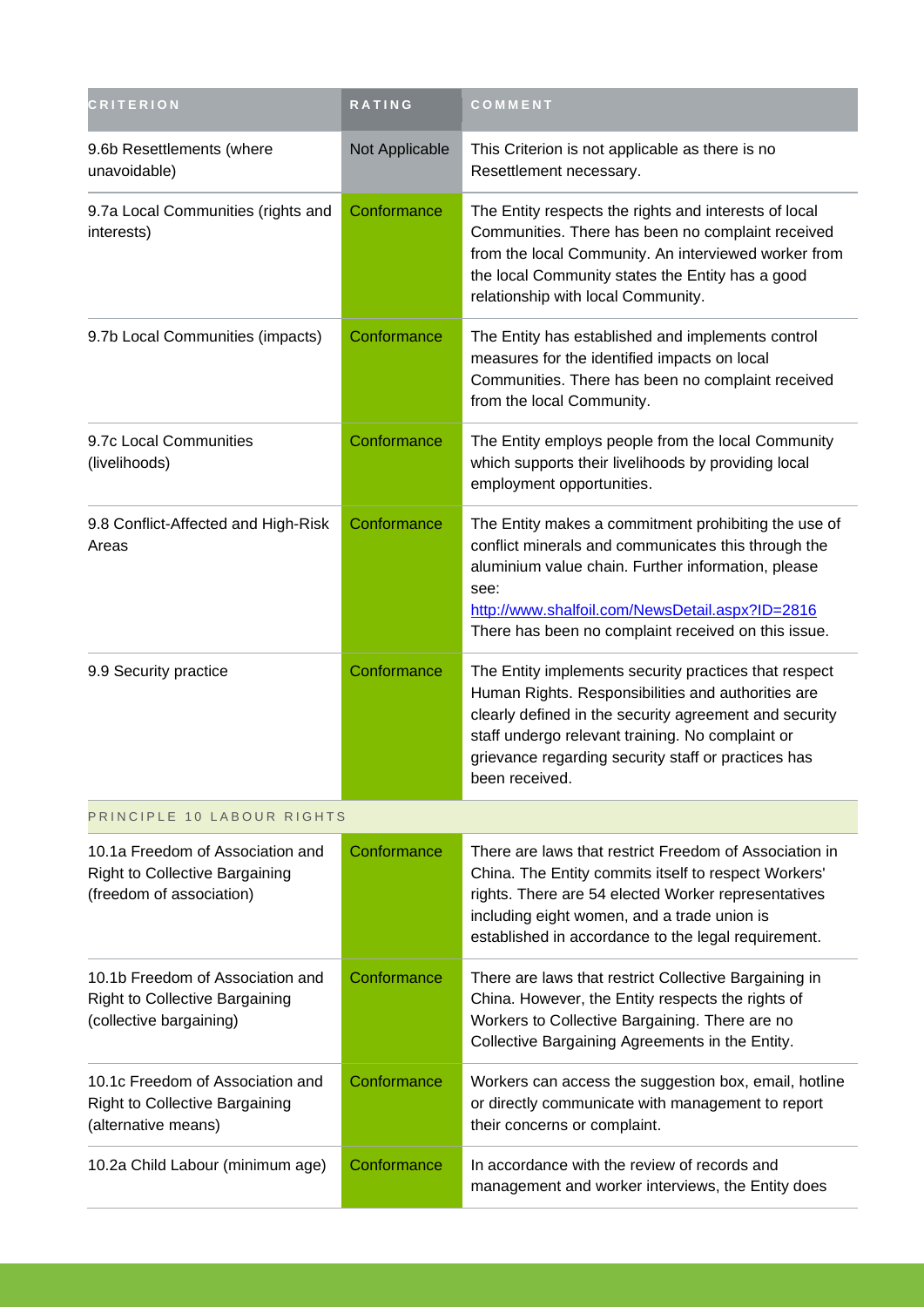| CRITERION | RATING | COMMENT |
|---|---|---|
| 9.6b Resettlements (where unavoidable) | Not Applicable | This Criterion is not applicable as there is no Resettlement necessary. |
| 9.7a Local Communities (rights and interests) | Conformance | The Entity respects the rights and interests of local Communities. There has been no complaint received from the local Community. An interviewed worker from the local Community states the Entity has a good relationship with local Community. |
| 9.7b Local Communities (impacts) | Conformance | The Entity has established and implements control measures for the identified impacts on local Communities. There has been no complaint received from the local Community. |
| 9.7c Local Communities (livelihoods) | Conformance | The Entity employs people from the local Community which supports their livelihoods by providing local employment opportunities. |
| 9.8 Conflict-Affected and High-Risk Areas | Conformance | The Entity makes a commitment prohibiting the use of conflict minerals and communicates this through the aluminium value chain. Further information, please see: http://www.shalfoil.com/NewsDetail.aspx?ID=2816 There has been no complaint received on this issue. |
| 9.9 Security practice | Conformance | The Entity implements security practices that respect Human Rights. Responsibilities and authorities are clearly defined in the security agreement and security staff undergo relevant training. No complaint or grievance regarding security staff or practices has been received. |
| PRINCIPLE 10 LABOUR RIGHTS | | |
| 10.1a Freedom of Association and Right to Collective Bargaining (freedom of association) | Conformance | There are laws that restrict Freedom of Association in China. The Entity commits itself to respect Workers' rights. There are 54 elected Worker representatives including eight women, and a trade union is established in accordance to the legal requirement. |
| 10.1b Freedom of Association and Right to Collective Bargaining (collective bargaining) | Conformance | There are laws that restrict Collective Bargaining in China. However, the Entity respects the rights of Workers to Collective Bargaining. There are no Collective Bargaining Agreements in the Entity. |
| 10.1c Freedom of Association and Right to Collective Bargaining (alternative means) | Conformance | Workers can access the suggestion box, email, hotline or directly communicate with management to report their concerns or complaint. |
| 10.2a Child Labour (minimum age) | Conformance | In accordance with the review of records and management and worker interviews, the Entity does |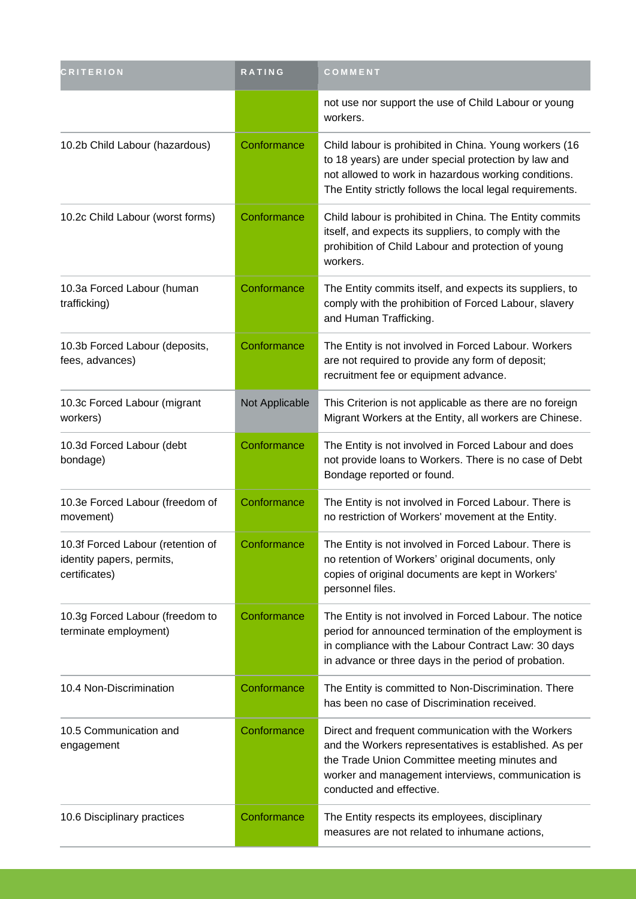| CRITERION | RATING | COMMENT |
| --- | --- | --- |
| | | not use nor support the use of Child Labour or young workers. |
| 10.2b Child Labour (hazardous) | Conformance | Child labour is prohibited in China. Young workers (16 to 18 years) are under special protection by law and not allowed to work in hazardous working conditions. The Entity strictly follows the local legal requirements. |
| 10.2c Child Labour (worst forms) | Conformance | Child labour is prohibited in China. The Entity commits itself, and expects its suppliers, to comply with the prohibition of Child Labour and protection of young workers. |
| 10.3a Forced Labour (human trafficking) | Conformance | The Entity commits itself, and expects its suppliers, to comply with the prohibition of Forced Labour, slavery and Human Trafficking. |
| 10.3b Forced Labour (deposits, fees, advances) | Conformance | The Entity is not involved in Forced Labour. Workers are not required to provide any form of deposit; recruitment fee or equipment advance. |
| 10.3c Forced Labour (migrant workers) | Not Applicable | This Criterion is not applicable as there are no foreign Migrant Workers at the Entity, all workers are Chinese. |
| 10.3d Forced Labour (debt bondage) | Conformance | The Entity is not involved in Forced Labour and does not provide loans to Workers. There is no case of Debt Bondage reported or found. |
| 10.3e Forced Labour (freedom of movement) | Conformance | The Entity is not involved in Forced Labour. There is no restriction of Workers' movement at the Entity. |
| 10.3f Forced Labour (retention of identity papers, permits, certificates) | Conformance | The Entity is not involved in Forced Labour. There is no retention of Workers' original documents, only copies of original documents are kept in Workers' personnel files. |
| 10.3g Forced Labour (freedom to terminate employment) | Conformance | The Entity is not involved in Forced Labour. The notice period for announced termination of the employment is in compliance with the Labour Contract Law: 30 days in advance or three days in the period of probation. |
| 10.4 Non-Discrimination | Conformance | The Entity is committed to Non-Discrimination. There has been no case of Discrimination received. |
| 10.5 Communication and engagement | Conformance | Direct and frequent communication with the Workers and the Workers representatives is established. As per the Trade Union Committee meeting minutes and worker and management interviews, communication is conducted and effective. |
| 10.6 Disciplinary practices | Conformance | The Entity respects its employees, disciplinary measures are not related to inhumane actions, |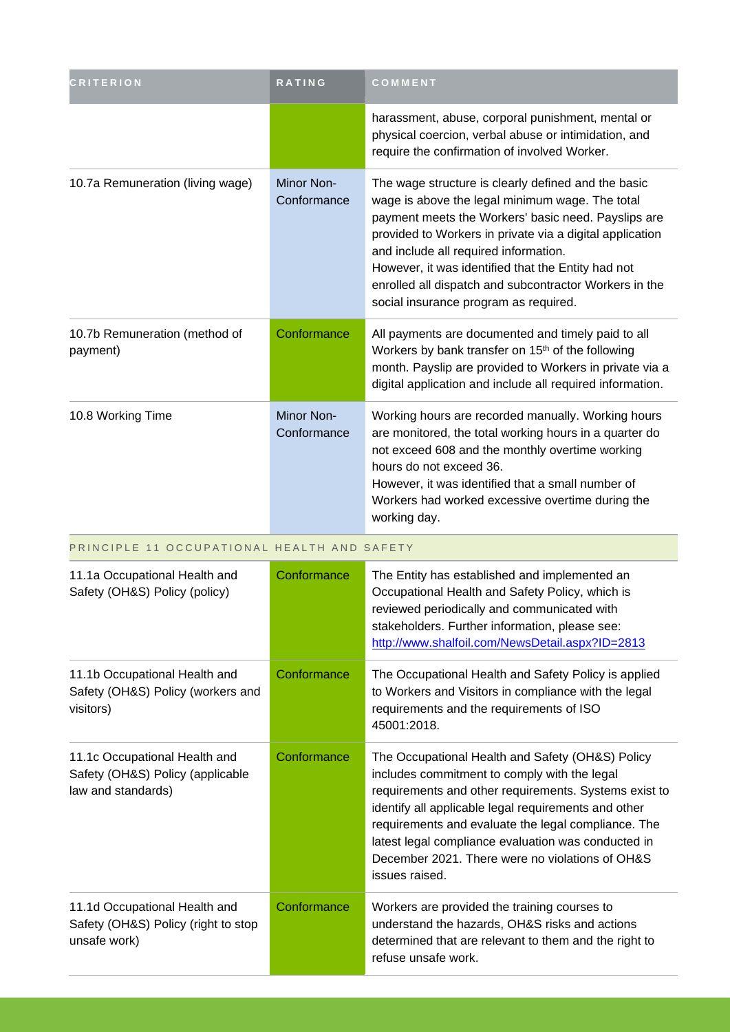| CRITERION | RATING | COMMENT |
| --- | --- | --- |
| | | harassment, abuse, corporal punishment, mental or physical coercion, verbal abuse or intimidation, and require the confirmation of involved Worker. |
| 10.7a Remuneration (living wage) | Minor Non-Conformance | The wage structure is clearly defined and the basic wage is above the legal minimum wage. The total payment meets the Workers' basic need. Payslips are provided to Workers in private via a digital application and include all required information.<br>However, it was identified that the Entity had not enrolled all dispatch and subcontractor Workers in the social insurance program as required. |
| 10.7b Remuneration (method of payment) | Conformance | All payments are documented and timely paid to all Workers by bank transfer on 15th of the following month. Payslip are provided to Workers in private via a digital application and include all required information. |
| 10.8 Working Time | Minor Non-Conformance | Working hours are recorded manually. Working hours are monitored, the total working hours in a quarter do not exceed 608 and the monthly overtime working hours do not exceed 36.<br>However, it was identified that a small number of Workers had worked excessive overtime during the working day. |
| PRINCIPLE 11 OCCUPATIONAL HEALTH AND SAFETY | | |
| 11.1a Occupational Health and Safety (OH&S) Policy (policy) | Conformance | The Entity has established and implemented an Occupational Health and Safety Policy, which is reviewed periodically and communicated with stakeholders. Further information, please see: http://www.shalfoil.com/NewsDetail.aspx?ID=2813 |
| 11.1b Occupational Health and Safety (OH&S) Policy (workers and visitors) | Conformance | The Occupational Health and Safety Policy is applied to Workers and Visitors in compliance with the legal requirements and the requirements of ISO 45001:2018. |
| 11.1c Occupational Health and Safety (OH&S) Policy (applicable law and standards) | Conformance | The Occupational Health and Safety (OH&S) Policy includes commitment to comply with the legal requirements and other requirements. Systems exist to identify all applicable legal requirements and other requirements and evaluate the legal compliance. The latest legal compliance evaluation was conducted in December 2021. There were no violations of OH&S issues raised. |
| 11.1d Occupational Health and Safety (OH&S) Policy (right to stop unsafe work) | Conformance | Workers are provided the training courses to understand the hazards, OH&S risks and actions determined that are relevant to them and the right to refuse unsafe work. |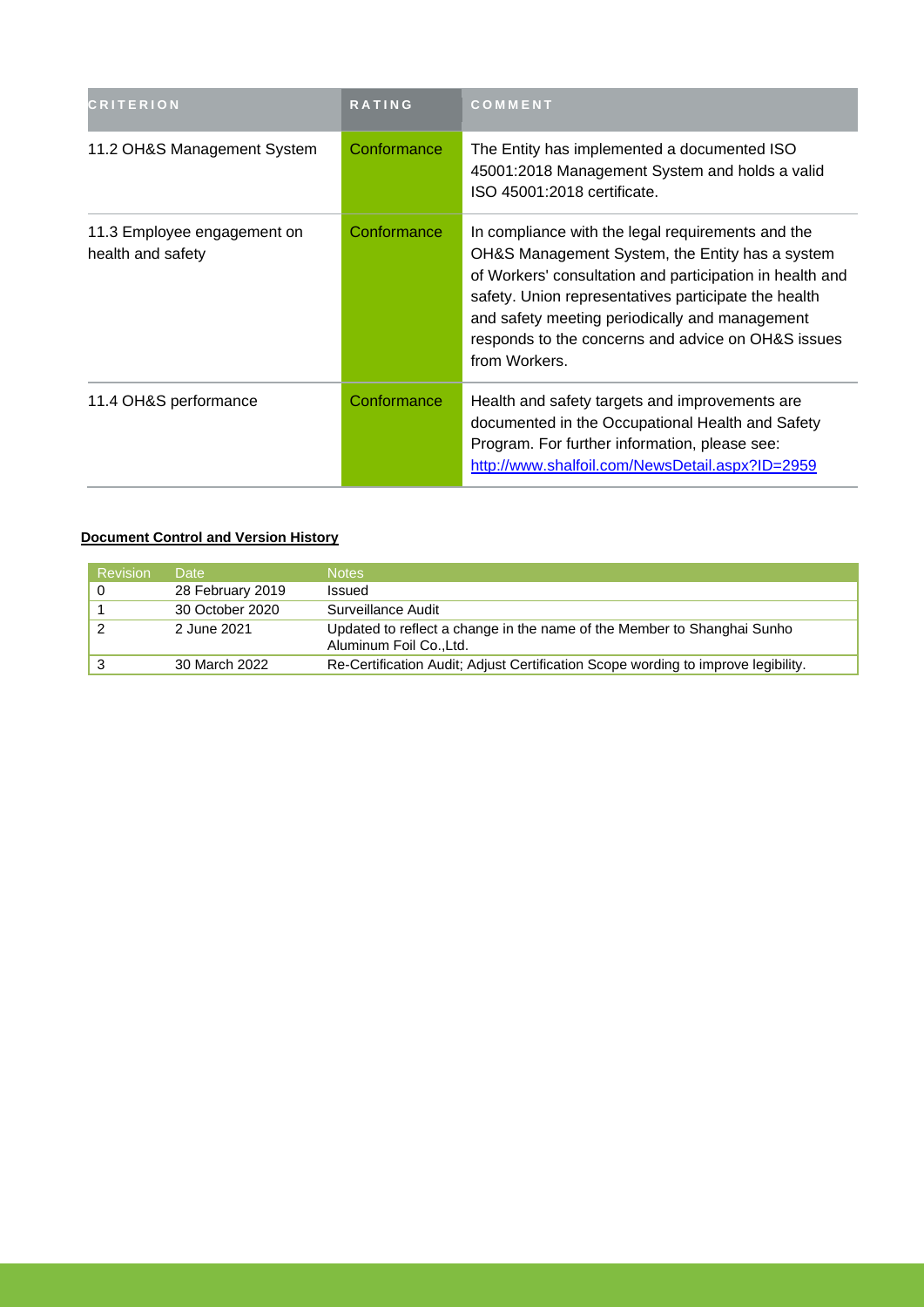| CRITERION | RATING | COMMENT |
| --- | --- | --- |
| 11.2 OH&S Management System | Conformance | The Entity has implemented a documented ISO 45001:2018 Management System and holds a valid ISO 45001:2018 certificate. |
| 11.3 Employee engagement on health and safety | Conformance | In compliance with the legal requirements and the OH&S Management System, the Entity has a system of Workers' consultation and participation in health and safety. Union representatives participate the health and safety meeting periodically and management responds to the concerns and advice on OH&S issues from Workers. |
| 11.4 OH&S performance | Conformance | Health and safety targets and improvements are documented in the Occupational Health and Safety Program. For further information, please see: [http://www.shalfoil.com/NewsDetail.aspx?ID=2959](http://www.shalfoil.com/NewsDetail.aspx?ID=2959) |

**Document Control and Version History**

| Revision | Date | Notes |
| --- | --- | --- |
| 0 | 28 February 2019 | Issued |
| 1 | 30 October 2020 | Surveillance Audit |
| 2 | 2 June 2021 | Updated to reflect a change in the name of the Member to Shanghai Sunho Aluminum Foil Co.,Ltd. |
| 3 | 30 March 2022 | Re-Certification Audit; Adjust Certification Scope wording to improve legibility. |